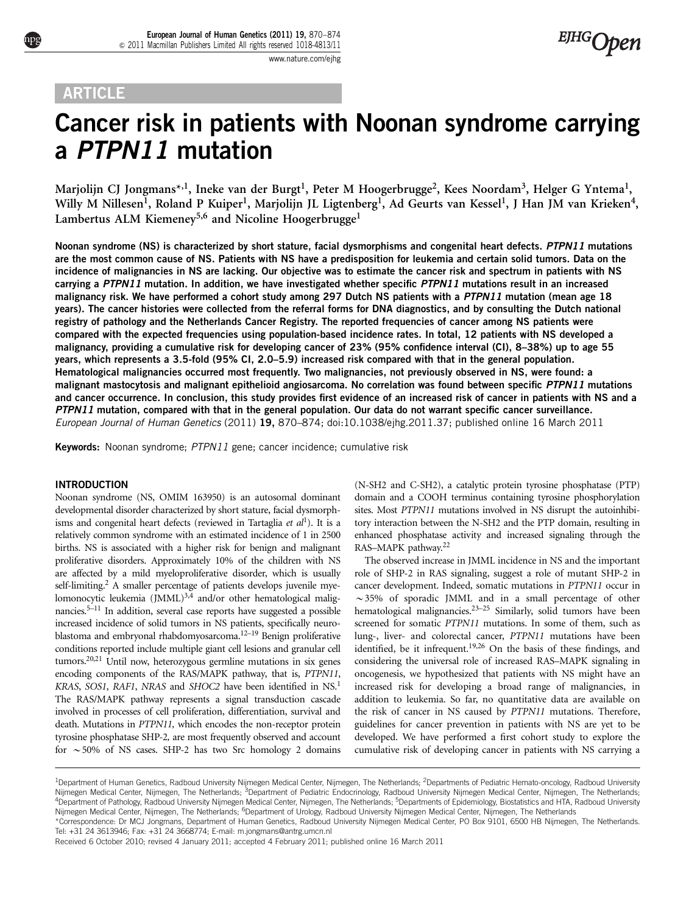ARTICLE

# Cancer risk in patients with Noonan syndrome carrying a *PTPN11* mutation

Marjolijn CJ Jongmans*[,1], Ineke van der Burgt[1], Peter M Hoogerbrugge[2], Kees Noordam[3], Helger G Yntema[1], Willy M Nillesen[1], Roland P Kuiper[1], Marjolijn JL Ligtenberg[1], Ad Geurts van Kessel[1], J Han JM van Krieken[4], Lambertus ALM Kiemeney[5,6] and Nicoline Hoogerbrugge[1]

**Noonan syndrome (NS) is characterized by short stature, facial dysmorphisms and congenital heart defects. *PTPN11* mutations are the most common cause of NS. Patients with NS have a predisposition for leukemia and certain solid tumors. Data on the incidence of malignancies in NS are lacking. Our objective was to estimate the cancer risk and spectrum in patients with NS carrying a *PTPN11* mutation. In addition, we have investigated whether specific *PTPN11* mutations result in an increased malignancy risk. We have performed a cohort study among 297 Dutch NS patients with a *PTPN11* mutation (mean age 18 years). The cancer histories were collected from the referral forms for DNA diagnostics, and by consulting the Dutch national registry of pathology and the Netherlands Cancer Registry. The reported frequencies of cancer among NS patients were compared with the expected frequencies using population-based incidence rates. In total, 12 patients with NS developed a malignancy, providing a cumulative risk for developing cancer of 23% (95% confidence interval (CI), 8–38%) up to age 55 years, which represents a 3.5-fold (95% CI, 2.0–5.9) increased risk compared with that in the general population. Hematological malignancies occurred most frequently. Two malignancies, not previously observed in NS, were found: a malignant mastocytosis and malignant epithelioid angiosarcoma. No correlation was found between specific *PTPN11* mutations and cancer occurrence. In conclusion, this study provides first evidence of an increased risk of cancer in patients with NS and a *PTPN11* mutation, compared with that in the general population. Our data do not warrant specific cancer surveillance.**

*European Journal of Human Genetics* (2011) **19,** 870–874; doi:10.1038/ejhg.2011.37; published online 16 March 2011

**Keywords:** Noonan syndrome; *PTPN11* gene; cancer incidence; cumulative risk

## INTRODUCTION

Noonan syndrome (NS, OMIM 163950) is an autosomal dominant developmental disorder characterized by short stature, facial dysmorphisms and congenital heart defects (reviewed in Tartaglia *et al*[1]). It is a relatively common syndrome with an estimated incidence of 1 in 2500 births. NS is associated with a higher risk for benign and malignant proliferative disorders. Approximately 10% of the children with NS are affected by a mild myeloproliferative disorder, which is usually self-limiting.[2] A smaller percentage of patients develops juvenile myelomonocytic leukemia (JMML)[3,4] and/or other hematological malignancies.[5–11] In addition, several case reports have suggested a possible increased incidence of solid tumors in NS patients, specifically neuroblastoma and embryonal rhabdomyosarcoma.[12–19] Benign proliferative conditions reported include multiple giant cell lesions and granular cell tumors.[20,21] Until now, heterozygous germline mutations in six genes encoding components of the RAS/MAPK pathway, that is, *PTPN11*, *KRAS*, *SOS1*, *RAF1*, *NRAS* and *SHOC2* have been identified in NS.[1] The RAS/MAPK pathway represents a signal transduction cascade involved in processes of cell proliferation, differentiation, survival and death. Mutations in *PTPN11,* which encodes the non-receptor protein tyrosine phosphatase SHP-2, are most frequently observed and account for ~50% of NS cases. SHP-2 has two Src homology 2 domains (N-SH2 and C-SH2), a catalytic protein tyrosine phosphatase (PTP) domain and a COOH terminus containing tyrosine phosphorylation sites. Most *PTPN11* mutations involved in NS disrupt the autoinhibitory interaction between the N-SH2 and the PTP domain, resulting in enhanced phosphatase activity and increased signaling through the RAS–MAPK pathway.[22]

The observed increase in JMML incidence in NS and the important role of SHP-2 in RAS signaling, suggest a role of mutant SHP-2 in cancer development. Indeed, somatic mutations in *PTPN11* occur in ~35% of sporadic JMML and in a small percentage of other hematological malignancies.[23–25] Similarly, solid tumors have been screened for somatic *PTPN11* mutations. In some of them, such as lung-, liver- and colorectal cancer, *PTPN11* mutations have been identified, be it infrequent.[19,26] On the basis of these findings, and considering the universal role of increased RAS–MAPK signaling in oncogenesis, we hypothesized that patients with NS might have an increased risk for developing a broad range of malignancies, in addition to leukemia. So far, no quantitative data are available on the risk of cancer in NS caused by *PTPN11* mutations. Therefore, guidelines for cancer prevention in patients with NS are yet to be developed. We have performed a first cohort study to explore the cumulative risk of developing cancer in patients with NS carrying a

---

[1]Department of Human Genetics, Radboud University Nijmegen Medical Center, Nijmegen, The Netherlands; [2]Departments of Pediatric Hemato-oncology, Radboud University Nijmegen Medical Center, Nijmegen, The Netherlands; [3]Department of Pediatric Endocrinology, Radboud University Nijmegen Medical Center, Nijmegen, The Netherlands; [4]Department of Pathology, Radboud University Nijmegen Medical Center, Nijmegen, The Netherlands; [5]Departments of Epidemiology, Biostatistics and HTA, Radboud University Nijmegen Medical Center, Nijmegen, The Netherlands; [6]Department of Urology, Radboud University Nijmegen Medical Center, Nijmegen, The Netherlands

*Correspondence: Dr MCJ Jongmans, Department of Human Genetics, Radboud University Nijmegen Medical Center, PO Box 9101, 6500 HB Nijmegen, The Netherlands. Tel: +31 24 3613946; Fax: +31 24 3668774; E-mail: m.jongmans@antrg.umcn.nl

Received 6 October 2010; revised 4 January 2011; accepted 4 February 2011; published online 16 March 2011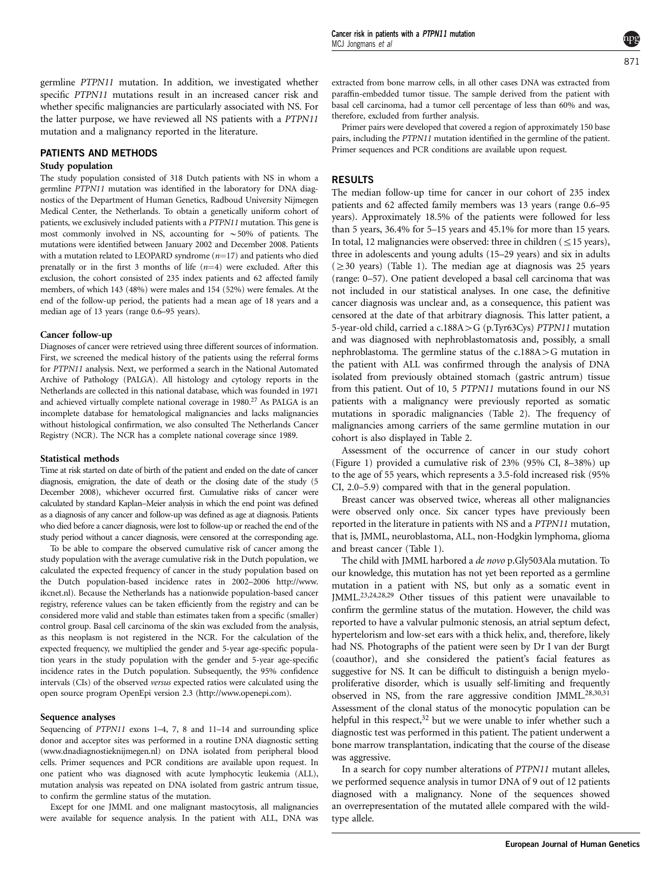germline *PTPN11* mutation. In addition, we investigated whether specific *PTPN11* mutations result in an increased cancer risk and whether specific malignancies are particularly associated with NS. For the latter purpose, we have reviewed all NS patients with a *PTPN11* mutation and a malignancy reported in the literature.

## PATIENTS AND METHODS

### Study population

The study population consisted of 318 Dutch patients with NS in whom a germline *PTPN11* mutation was identified in the laboratory for DNA diagnostics of the Department of Human Genetics, Radboud University Nijmegen Medical Center, the Netherlands. To obtain a genetically uniform cohort of patients, we exclusively included patients with a *PTPN11* mutation. This gene is most commonly involved in NS, accounting for ~50% of patients. The mutations were identified between January 2002 and December 2008. Patients with a mutation related to LEOPARD syndrome ($n$=17) and patients who died prenatally or in the first 3 months of life ($n$=4) were excluded. After this exclusion, the cohort consisted of 235 index patients and 62 affected family members, of which 143 (48%) were males and 154 (52%) were females. At the end of the follow-up period, the patients had a mean age of 18 years and a median age of 13 years (range 0.6–95 years).

### Cancer follow-up

Diagnoses of cancer were retrieved using three different sources of information. First, we screened the medical history of the patients using the referral forms for *PTPN11* analysis. Next, we performed a search in the National Automated Archive of Pathology (PALGA). All histology and cytology reports in the Netherlands are collected in this national database, which was founded in 1971 and achieved virtually complete national coverage in 1980.[27] As PALGA is an incomplete database for hematological malignancies and lacks malignancies without histological confirmation, we also consulted The Netherlands Cancer Registry (NCR). The NCR has a complete national coverage since 1989.

### Statistical methods

Time at risk started on date of birth of the patient and ended on the date of cancer diagnosis, emigration, the date of death or the closing date of the study (5 December 2008), whichever occurred first. Cumulative risks of cancer were calculated by standard Kaplan–Meier analysis in which the end point was defined as a diagnosis of any cancer and follow-up was defined as age at diagnosis. Patients who died before a cancer diagnosis, were lost to follow-up or reached the end of the study period without a cancer diagnosis, were censored at the corresponding age.

To be able to compare the observed cumulative risk of cancer among the study population with the average cumulative risk in the Dutch population, we calculated the expected frequency of cancer in the study population based on the Dutch population-based incidence rates in 2002–2006 http://www.ikcnet.nl). Because the Netherlands has a nationwide population-based cancer registry, reference values can be taken efficiently from the registry and can be considered more valid and stable than estimates taken from a specific (smaller) control group. Basal cell carcinoma of the skin was excluded from the analysis, as this neoplasm is not registered in the NCR. For the calculation of the expected frequency, we multiplied the gender and 5-year age-specific population years in the study population with the gender and 5-year age-specific incidence rates in the Dutch population. Subsequently, the 95% confidence intervals (CIs) of the observed *versus* expected ratios were calculated using the open source program OpenEpi version 2.3 (http://www.openepi.com).

### Sequence analyses

Sequencing of *PTPN11* exons 1–4, 7, 8 and 11–14 and surrounding splice donor and acceptor sites was performed in a routine DNA diagnostic setting (www.dnadiagnostieknijmegen.nl) on DNA isolated from peripheral blood cells. Primer sequences and PCR conditions are available upon request. In one patient who was diagnosed with acute lymphocytic leukemia (ALL), mutation analysis was repeated on DNA isolated from gastric antrum tissue, to confirm the germline status of the mutation.

Except for one JMML and one malignant mastocytosis, all malignancies were available for sequence analysis. In the patient with ALL, DNA was extracted from bone marrow cells, in all other cases DNA was extracted from paraffin-embedded tumor tissue. The sample derived from the patient with basal cell carcinoma, had a tumor cell percentage of less than 60% and was, therefore, excluded from further analysis.

Primer pairs were developed that covered a region of approximately 150 base pairs, including the *PTPN11* mutation identified in the germline of the patient. Primer sequences and PCR conditions are available upon request.

## RESULTS

The median follow-up time for cancer in our cohort of 235 index patients and 62 affected family members was 13 years (range 0.6–95 years). Approximately 18.5% of the patients were followed for less than 5 years, 36.4% for 5–15 years and 45.1% for more than 15 years. In total, 12 malignancies were observed: three in children ($\leq$15 years), three in adolescents and young adults (15–29 years) and six in adults ($\geq$30 years) (Table 1). The median age at diagnosis was 25 years (range: 0–57). One patient developed a basal cell carcinoma that was not included in our statistical analyses. In one case, the definitive cancer diagnosis was unclear and, as a consequence, this patient was censored at the date of that arbitrary diagnosis. This latter patient, a 5-year-old child, carried a c.188A>G (p.Tyr63Cys) *PTPN11* mutation and was diagnosed with nephroblastomatosis and, possibly, a small nephroblastoma. The germline status of the c.188A>G mutation in the patient with ALL was confirmed through the analysis of DNA isolated from previously obtained stomach (gastric antrum) tissue from this patient. Out of 10, 5 *PTPN11* mutations found in our NS patients with a malignancy were previously reported as somatic mutations in sporadic malignancies (Table 2). The frequency of malignancies among carriers of the same germline mutation in our cohort is also displayed in Table 2.

Assessment of the occurrence of cancer in our study cohort (Figure 1) provided a cumulative risk of 23% (95% CI, 8–38%) up to the age of 55 years, which represents a 3.5-fold increased risk (95% CI, 2.0–5.9) compared with that in the general population.

Breast cancer was observed twice, whereas all other malignancies were observed only once. Six cancer types have previously been reported in the literature in patients with NS and a *PTPN11* mutation, that is, JMML, neuroblastoma, ALL, non-Hodgkin lymphoma, glioma and breast cancer (Table 1).

The child with JMML harbored a *de novo* p.Gly503Ala mutation. To our knowledge, this mutation has not yet been reported as a germline mutation in a patient with NS, but only as a somatic event in JMML.[23,24,28,29] Other tissues of this patient were unavailable to confirm the germline status of the mutation. However, the child was reported to have a valvular pulmonic stenosis, an atrial septum defect, hypertelorism and low-set ears with a thick helix, and, therefore, likely had NS. Photographs of the patient were seen by Dr I van der Burgt (coauthor), and she considered the patient's facial features as suggestive for NS. It can be difficult to distinguish a benign myeloproliferative disorder, which is usually self-limiting and frequently observed in NS, from the rare aggressive condition JMML.[28,30,31] Assessment of the clonal status of the monocytic population can be helpful in this respect,[32] but we were unable to infer whether such a diagnostic test was performed in this patient. The patient underwent a bone marrow transplantation, indicating that the course of the disease was aggressive.

In a search for copy number alterations of *PTPN11* mutant alleles, we performed sequence analysis in tumor DNA of 9 out of 12 patients diagnosed with a malignancy. None of the sequences showed an overrepresentation of the mutated allele compared with the wild-type allele.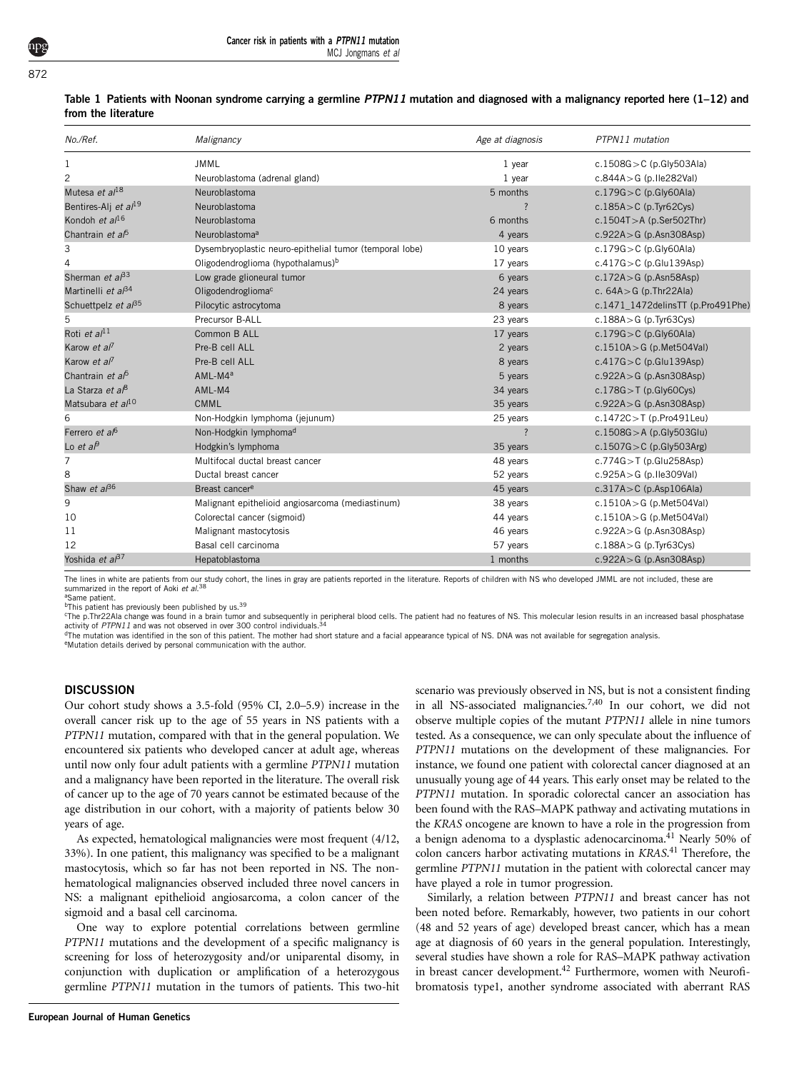**Table 1 Patients with Noonan syndrome carrying a germline *PTPN11* mutation and diagnosed with a malignancy reported here (1–12) and from the literature**

| No./Ref. | Malignancy | Age at diagnosis | PTPN11 mutation |
|---|---|---|---|
| 1 | JMML | 1 year | c.1508G>C (p.Gly503Ala) |
| 2 | Neuroblastoma (adrenal gland) | 1 year | c.844A>G (p.Ile282Val) |
| Mutesa *et al*[18] | Neuroblastoma | 5 months | c.179G>C (p.Gly60Ala) |
| Bentires-Alj *et al*[19] | Neuroblastoma | ? | c.185A>C (p.Tyr62Cys) |
| Kondoh *et al*[16] | Neuroblastoma | 6 months | c.1504T>A (p.Ser502Thr) |
| Chantrain *et al*[5] | Neuroblastoma[a] | 4 years | c.922A>G (p.Asn308Asp) |
| 3 | Dysembryoplastic neuro-epithelial tumor (temporal lobe) | 10 years | c.179G>C (p.Gly60Ala) |
| 4 | Oligodendroglioma (hypothalamus)[b] | 17 years | c.417G>C (p.Glu139Asp) |
| Sherman *et al*[33] | Low grade glioneural tumor | 6 years | c.172A>G (p.Asn58Asp) |
| Martinelli *et al*[34] | Oligodendroglioma[c] | 24 years | c. 64A>G (p.Thr22Ala) |
| Schuettpelz *et al*[35] | Pilocytic astrocytoma | 8 years | c.1471_1472delinsTT (p.Pro491Phe) |
| 5 | Precursor B-ALL | 23 years | c.188A>G (p.Tyr63Cys) |
| Roti *et al*[11] | Common B ALL | 17 years | c.179G>C (p.Gly60Ala) |
| Karow *et al*[7] | Pre-B cell ALL | 2 years | c.1510A>G (p.Met504Val) |
| Karow *et al*[7] | Pre-B cell ALL | 8 years | c.417G>C (p.Glu139Asp) |
| Chantrain *et al*[5] | AML-M4[a] | 5 years | c.922A>G (p.Asn308Asp) |
| La Starza *et al*[8] | AML-M4 | 34 years | c.178G>T (p.Gly60Cys) |
| Matsubara *et al*[10] | CMML | 35 years | c.922A>G (p.Asn308Asp) |
| 6 | Non-Hodgkin lymphoma (jejunum) | 25 years | c.1472C>T (p.Pro491Leu) |
| Ferrero *et al*[6] | Non-Hodgkin lymphoma[d] | ? | c.1508G>A (p.Gly503Glu) |
| Lo *et al*[9] | Hodgkin's lymphoma | 35 years | c.1507G>C (p.Gly503Arg) |
| 7 | Multifocal ductal breast cancer | 48 years | c.774G>T (p.Glu258Asp) |
| 8 | Ductal breast cancer | 52 years | c.925A>G (p.Ile309Val) |
| Shaw *et al*[36] | Breast cancer[e] | 45 years | c.317A>C (p.Asp106Ala) |
| 9 | Malignant epithelioid angiosarcoma (mediastinum) | 38 years | c.1510A>G (p.Met504Val) |
| 10 | Colorectal cancer (sigmoid) | 44 years | c.1510A>G (p.Met504Val) |
| 11 | Malignant mastocytosis | 46 years | c.922A>G (p.Asn308Asp) |
| 12 | Basal cell carcinoma | 57 years | c.188A>G (p.Tyr63Cys) |
| Yoshida *et al*[37] | Hepatoblastoma | 1 months | c.922A>G (p.Asn308Asp) |

The lines in white are patients from our study cohort, the lines in gray are patients reported in the literature. Reports of children with NS who developed JMML are not included, these are summarized in the report of Aoki *et al*.[38]

[a]Same patient.

[b]This patient has previously been published by us.[39]

[c]The p.Thr22Ala change was found in a brain tumor and subsequently in peripheral blood cells. The patient had no features of NS. This molecular lesion results in an increased basal phosphatase activity of *PTPN11* and was not observed in over 300 control individuals.[34]

[d]The mutation was identified in the son of this patient. The mother had short stature and a facial appearance typical of NS. DNA was not available for segregation analysis.

[e]Mutation details derived by personal communication with the author.

## DISCUSSION

Our cohort study shows a 3.5-fold (95% CI, 2.0–5.9) increase in the overall cancer risk up to the age of 55 years in NS patients with a *PTPN11* mutation, compared with that in the general population. We encountered six patients who developed cancer at adult age, whereas until now only four adult patients with a germline *PTPN11* mutation and a malignancy have been reported in the literature. The overall risk of cancer up to the age of 70 years cannot be estimated because of the age distribution in our cohort, with a majority of patients below 30 years of age.

As expected, hematological malignancies were most frequent (4/12, 33%). In one patient, this malignancy was specified to be a malignant mastocytosis, which so far has not been reported in NS. The non-hematological malignancies observed included three novel cancers in NS: a malignant epithelioid angiosarcoma, a colon cancer of the sigmoid and a basal cell carcinoma.

One way to explore potential correlations between germline *PTPN11* mutations and the development of a specific malignancy is screening for loss of heterozygosity and/or uniparental disomy, in conjunction with duplication or amplification of a heterozygous germline *PTPN11* mutation in the tumors of patients. This two-hit scenario was previously observed in NS, but is not a consistent finding in all NS-associated malignancies.[7,40] In our cohort, we did not observe multiple copies of the mutant *PTPN11* allele in nine tumors tested. As a consequence, we can only speculate about the influence of *PTPN11* mutations on the development of these malignancies. For instance, we found one patient with colorectal cancer diagnosed at an unusually young age of 44 years. This early onset may be related to the *PTPN11* mutation. In sporadic colorectal cancer an association has been found with the RAS–MAPK pathway and activating mutations in the *KRAS* oncogene are known to have a role in the progression from a benign adenoma to a dysplastic adenocarcinoma.[41] Nearly 50% of colon cancers harbor activating mutations in *KRAS*.[41] Therefore, the germline *PTPN11* mutation in the patient with colorectal cancer may have played a role in tumor progression.

Similarly, a relation between *PTPN11* and breast cancer has not been noted before. Remarkably, however, two patients in our cohort (48 and 52 years of age) developed breast cancer, which has a mean age at diagnosis of 60 years in the general population. Interestingly, several studies have shown a role for RAS–MAPK pathway activation in breast cancer development.[42] Furthermore, women with Neurofibromatosis type1, another syndrome associated with aberrant RAS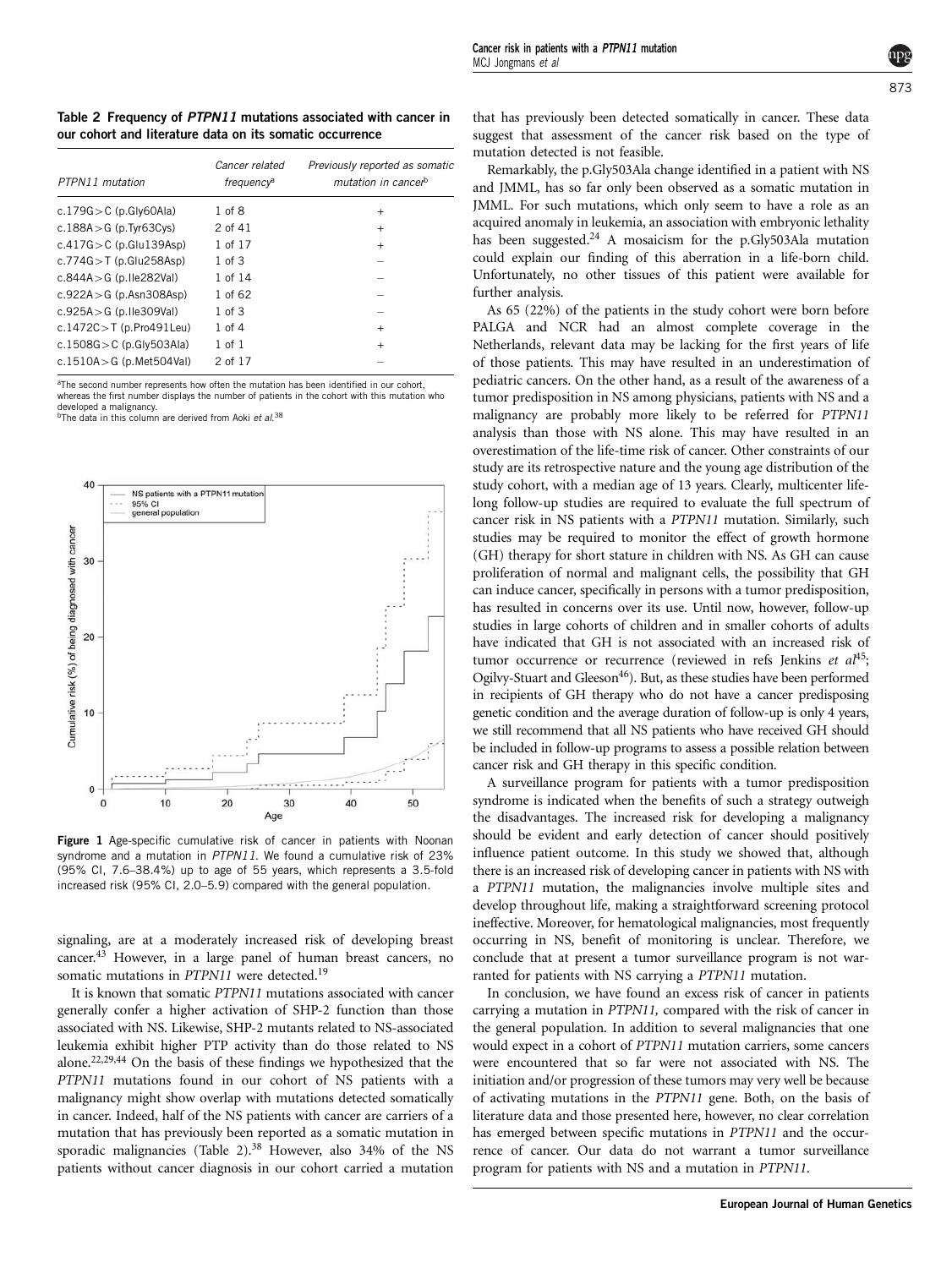**Table 2 Frequency of *PTPN11* mutations associated with cancer in our cohort and literature data on its somatic occurrence**

| *PTPN11 mutation* | *Cancer related frequency*[a] | *Previously reported as somatic mutation in cancer*[b] |
|---|---|---|
| c.179G>C (p.Gly60Ala) | 1 of 8 | + |
| c.188A>G (p.Tyr63Cys) | 2 of 41 | + |
| c.417G>C (p.Glu139Asp) | 1 of 17 | + |
| c.774G>T (p.Glu258Asp) | 1 of 3 | – |
| c.844A>G (p.Ile282Val) | 1 of 14 | – |
| c.922A>G (p.Asn308Asp) | 1 of 62 | – |
| c.925A>G (p.Ile309Val) | 1 of 3 | – |
| c.1472C>T (p.Pro491Leu) | 1 of 4 | + |
| c.1508G>C (p.Gly503Ala) | 1 of 1 | + |
| c.1510A>G (p.Met504Val) | 2 of 17 | – |

[a]The second number represents how often the mutation has been identified in our cohort, whereas the first number displays the number of patients in the cohort with this mutation who developed a malignancy.
[b]The data in this column are derived from Aoki *et al*.[38]

**Figure 1** Age-specific cumulative risk of cancer in patients with Noonan syndrome and a mutation in *PTPN11*. We found a cumulative risk of 23% (95% CI, 7.6–38.4%) up to age of 55 years, which represents a 3.5-fold increased risk (95% CI, 2.0–5.9) compared with the general population.

signaling, are at a moderately increased risk of developing breast cancer.[43] However, in a large panel of human breast cancers, no somatic mutations in *PTPN11* were detected.[19]

It is known that somatic *PTPN11* mutations associated with cancer generally confer a higher activation of SHP-2 function than those associated with NS. Likewise, SHP-2 mutants related to NS-associated leukemia exhibit higher PTP activity than do those related to NS alone.[22,29,44] On the basis of these findings we hypothesized that the *PTPN11* mutations found in our cohort of NS patients with a malignancy might show overlap with mutations detected somatically in cancer. Indeed, half of the NS patients with cancer are carriers of a mutation that has previously been reported as a somatic mutation in sporadic malignancies (Table 2).[38] However, also 34% of the NS patients without cancer diagnosis in our cohort carried a mutation that has previously been detected somatically in cancer. These data suggest that assessment of the cancer risk based on the type of mutation detected is not feasible.

Remarkably, the p.Gly503Ala change identified in a patient with NS and JMML, has so far only been observed as a somatic mutation in JMML. For such mutations, which only seem to have a role as an acquired anomaly in leukemia, an association with embryonic lethality has been suggested.[24] A mosaicism for the p.Gly503Ala mutation could explain our finding of this aberration in a life-born child. Unfortunately, no other tissues of this patient were available for further analysis.

As 65 (22%) of the patients in the study cohort were born before PALGA and NCR had an almost complete coverage in the Netherlands, relevant data may be lacking for the first years of life of those patients. This may have resulted in an underestimation of pediatric cancers. On the other hand, as a result of the awareness of a tumor predisposition in NS among physicians, patients with NS and a malignancy are probably more likely to be referred for *PTPN11* analysis than those with NS alone. This may have resulted in an overestimation of the life-time risk of cancer. Other constraints of our study are its retrospective nature and the young age distribution of the study cohort, with a median age of 13 years. Clearly, multicenter life-long follow-up studies are required to evaluate the full spectrum of cancer risk in NS patients with a *PTPN11* mutation. Similarly, such studies may be required to monitor the effect of growth hormone (GH) therapy for short stature in children with NS. As GH can cause proliferation of normal and malignant cells, the possibility that GH can induce cancer, specifically in persons with a tumor predisposition, has resulted in concerns over its use. Until now, however, follow-up studies in large cohorts of children and in smaller cohorts of adults have indicated that GH is not associated with an increased risk of tumor occurrence or recurrence (reviewed in refs Jenkins *et al*[45]; Ogilvy-Stuart and Gleeson[46]). But, as these studies have been performed in recipients of GH therapy who do not have a cancer predisposing genetic condition and the average duration of follow-up is only 4 years, we still recommend that all NS patients who have received GH should be included in follow-up programs to assess a possible relation between cancer risk and GH therapy in this specific condition.

A surveillance program for patients with a tumor predisposition syndrome is indicated when the benefits of such a strategy outweigh the disadvantages. The increased risk for developing a malignancy should be evident and early detection of cancer should positively influence patient outcome. In this study we showed that, although there is an increased risk of developing cancer in patients with NS with a *PTPN11* mutation, the malignancies involve multiple sites and develop throughout life, making a straightforward screening protocol ineffective. Moreover, for hematological malignancies, most frequently occurring in NS, benefit of monitoring is unclear. Therefore, we conclude that at present a tumor surveillance program is not warranted for patients with NS carrying a *PTPN11* mutation.

In conclusion, we have found an excess risk of cancer in patients carrying a mutation in *PTPN11,* compared with the risk of cancer in the general population. In addition to several malignancies that one would expect in a cohort of *PTPN11* mutation carriers, some cancers were encountered that so far were not associated with NS. The initiation and/or progression of these tumors may very well be because of activating mutations in the *PTPN11* gene. Both, on the basis of literature data and those presented here, however, no clear correlation has emerged between specific mutations in *PTPN11* and the occurrence of cancer. Our data do not warrant a tumor surveillance program for patients with NS and a mutation in *PTPN11*.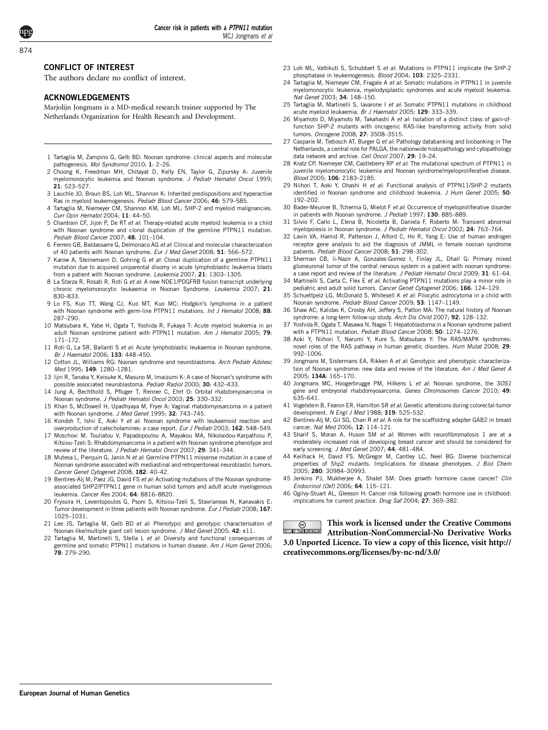## CONFLICT OF INTEREST

The authors declare no conflict of interest.

## ACKNOWLEDGEMENTS

Marjolijn Jongmans is a MD-medical research trainee supported by The Netherlands Organization for Health Research and Development.

1 Tartaglia M, Zampino G, Gelb BD: Noonan syndrome: clinical aspects and molecular pathogenesis. *Mol Syndromol* 2010; **1**: 2–26.
2 Choong K, Freedman MH, Chitayat D, Kelly EN, Taylor G, Zipursky A: Juvenile myelomonocytic leukemia and Noonan syndrome. *J Pediatr Hematol Oncol* 1999; **21**: 523–527.
3 Lauchle JO, Braun BS, Loh ML, Shannon K: Inherited predispositions and hyperactive Ras in myeloid leukemogenesis. *Pediatr Blood Cancer* 2006; **46**: 579–585.
4 Tartaglia M, Niemeyer CM, Shannon KM, Loh ML: SHP-2 and myeloid malignancies. *Curr Opin Hematol* 2004; **11**: 44–50.
5 Chantrain CF, Jijon P, De RT *et al*: Therapy-related acute myeloid leukemia in a child with Noonan syndrome and clonal duplication of the germline PTPN11 mutation. *Pediatr Blood Cancer* 2007; **48**: 101–104.
6 Ferrero GB, Baldassarre G, Delmonaco AG *et al*: Clinical and molecular characterization of 40 patients with Noonan syndrome. *Eur J Med Genet* 2008; **51**: 566–572.
7 Karow A, Steinemann D, Gohring G *et al*: Clonal duplication of a germline PTPN11 mutation due to acquired uniparental disomy in acute lymphoblastic leukemia blasts from a patient with Noonan syndrome. *Leukemia* 2007; **21**: 1303–1305.
8 La Starza R, Rosati R, Roti G *et al*: A new NDE1/PDGFRB fusion transcript underlying chronic myelomonocytic leukaemia in Noonan Syndrome. *Leukemia* 2007; **21**: 830–833.
9 Lo FS, Kuo TT, Wang CJ, Kuo MT, Kuo MC: Hodgkin's lymphoma in a patient with Noonan syndrome with germ-line PTPN11 mutations. *Int J Hematol* 2008; **88**: 287–290.
10 Matsubara K, Yabe H, Ogata T, Yoshida R, Fukaya T: Acute myeloid leukemia in an adult Noonan syndrome patient with PTPN11 mutation. *Am J Hematol* 2005; **79**: 171–172.
11 Roti G, La SR, Ballanti S *et al*: Acute lymphoblastic leukaemia in Noonan syndrome. *Br J Haematol* 2006; **133**: 448–450.
12 Cotton JL, Williams RG: Noonan syndrome and neuroblastoma. *Arch Pediatr Adolesc Med* 1995; **149**: 1280–1281.
13 Ijiri R, Tanaka Y, Keisuke K, Masuno M, Imaizumi K: A case of Noonan's syndrome with possible associated neuroblastoma. *Pediatr Radiol* 2000; **30**: 432–433.
14 Jung A, Bechthold S, Pfluger T, Renner C, Ehrt O: Orbital rhabdomyosarcoma in Noonan syndrome. *J Pediatr Hematol Oncol* 2003; **25**: 330–332.
15 Khan S, McDowell H, Upadhyaya M, Fryer A: Vaginal rhabdomyosarcoma in a patient with Noonan syndrome. *J Med Genet* 1995; **32**: 743–745.
16 Kondoh T, Ishii E, Aoki Y *et al*: Noonan syndrome with leukaemoid reaction and overproduction of catecholamines: a case report. *Eur J Pediatr* 2003; **162**: 548–549.
17 Moschovi M, Touliatou V, Papadopoulou A, Mayakou MA, Nikolaidou-Karpathiou P, Kitsiou-Tzeli S: Rhabdomyosarcoma in a patient with Noonan syndrome phenotype and review of the literature. *J Pediatr Hematol Oncol* 2007; **29**: 341–344.
18 Mutesa L, Pierquin G, Janin N *et al*: Germline PTPN11 missense mutation in a case of Noonan syndrome associated with mediastinal and retroperitoneal neuroblastic tumors. *Cancer Genet Cytogenet* 2008; **182**: 40–42.
19 Bentires-Alj M, Paez JG, David FS *et al*: Activating mutations of the Noonan syndrome-associated SHP2/PTPN11 gene in human solid tumors and adult acute myelogenous leukemia. *Cancer Res* 2004; **64**: 8816–8820.
20 Fryssira H, Leventopoulos G, Psoni S, Kitsiou-Tzeli S, Stavrianeas N, Kanavakis E: Tumor development in three patients with Noonan syndrome. *Eur J Pediatr* 2008; **167**: 1025–1031.
21 Lee JS, Tartaglia M, Gelb BD *et al*: Phenotypic and genotypic characterisation of Noonan-like/multiple giant cell lesion syndrome. *J Med Genet* 2005; **42**: e11.
22 Tartaglia M, Martinelli S, Stella L *et al*: Diversity and functional consequences of germline and somatic PTPN11 mutations in human disease. *Am J Hum Genet* 2006; **78**: 279–290.
23 Loh ML, Vattikuti S, Schubbert S *et al*: Mutations in PTPN11 implicate the SHP-2 phosphatase in leukemogenesis. *Blood* 2004; **103**: 2325–2331.
24 Tartaglia M, Niemeyer CM, Fragale A *et al*: Somatic mutations in PTPN11 in juvenile myelomonocytic leukemia, myelodysplastic syndromes and acute myeloid leukemia. *Nat Genet* 2003; **34**: 148–150.
25 Tartaglia M, Martinelli S, Iavarone I *et al*: Somatic PTPN11 mutations in childhood acute myeloid leukaemia. *Br J Haematol* 2005; **129**: 333–339.
26 Miyamoto D, Miyamoto M, Takahashi A *et al*: Isolation of a distinct class of gain-of-function SHP-2 mutants with oncogenic RAS-like transforming activity from solid tumors. *Oncogene* 2008; **27**: 3508–3515.
27 Casparie M, Tiebosch AT, Burger G *et al*: Pathology databanking and biobanking in The Netherlands, a central role for PALGA, the nationwide histopathology and cytopathology data network and archive. *Cell Oncol* 2007; **29**: 19–24.
28 Kratz CP, Niemeyer CM, Castleberry RP *et al*: The mutational spectrum of PTPN11 in juvenile myelomonocytic leukemia and Noonan syndrome/myeloproliferative disease. *Blood* 2005; **106**: 2183–2185.
29 Niihori T, Aoki Y, Ohashi H *et al*: Functional analysis of PTPN11/SHP-2 mutants identified in Noonan syndrome and childhood leukemia. *J Hum Genet* 2005; **50**: 192–202.
30 Bader-Meunier B, Tchernia G, Mielot F *et al*: Occurrence of myeloproliferative disorder in patients with Noonan syndrome. *J Pediatr* 1997; **130**: 885–889.
31 Silvio F, Carlo L, Elena B, Nicoletta B, Daniela F, Roberto M: Transient abnormal myelopoiesis in Noonan syndrome. *J Pediatr Hematol Oncol* 2002; **24**: 763–764.
32 Lavin VA, Hamid R, Patterson J, Alford C, Ho R, Yang E: Use of human androgen receptor gene analysis to aid the diagnosis of JMML in female noonan syndrome patients. *Pediatr Blood Cancer* 2008; **51**: 298–302.
33 Sherman CB, Ii-Nazir A, Gonzales-Gomez I, Finlay JL, Dhall G: Primary mixed glioneuronal tumor of the central nervous system in a patient with noonan syndrome: a case report and review of the literature. *J Pediatr Hematol Oncol* 2009; **31**: 61–64.
34 Martinelli S, Carta C, Flex E *et al*: Activating PTPN11 mutations play a minor role in pediatric and adult solid tumors. *Cancer Genet Cytogenet* 2006; **166**: 124–129.
35 Schuettpelz LG, McDonald S, Whitesell K *et al*: Pilocytic astrocytoma in a child with Noonan syndrome. *Pediatr Blood Cancer* 2009; **53**: 1147–1149.
36 Shaw AC, Kalidas K, Crosby AH, Jeffery S, Patton MA: The natural history of Noonan syndrome: a long-term follow-up study. *Arch Dis Child* 2007; **92**: 128–132.
37 Yoshida R, Ogata T, Masawa N, Nagai T: Hepatoblastoma in a Noonan syndrome patient with a PTPN11 mutation. *Pediatr Blood Cancer* 2008; **50**: 1274–1276.
38 Aoki Y, Niihori T, Narumi Y, Kure S, Matsubara Y: The RAS/MAPK syndromes: novel roles of the RAS pathway in human genetic disorders. *Hum Mutat* 2008; **29**: 992–1006.
39 Jongmans M, Sistermans EA, Rikken A *et al*: Genotypic and phenotypic characterization of Noonan syndrome: new data and review of the literature. *Am J Med Genet A* 2005; **134A**: 165–170.
40 Jongmans MC, Hoogerbrugge PM, Hilkens L *et al*: Noonan syndrome, the *SOS1* gene and embryonal rhabdomyosarcoma. *Genes Chromosomes Cancer* 2010; **49**: 635–641.
41 Vogelstein B, Fearon ER, Hamilton SR *et al*: Genetic alterations during colorectal-tumor development. *N Engl J Med* 1988; **319**: 525–532.
42 Bentires-Alj M, Gil SG, Chan R *et al*: A role for the scaffolding adapter GAB2 in breast cancer. *Nat Med* 2006; **12**: 114–121.
43 Sharif S, Moran A, Huson SM *et al*: Women with neurofibromatosis 1 are at a moderately increased risk of developing breast cancer and should be considered for early screening. *J Med Genet* 2007; **44**: 481–484.
44 Keilhack H, David FS, McGregor M, Cantley LC, Neel BG: Diverse biochemical properties of Shp2 mutants. Implications for disease phenotypes. *J Biol Chem* 2005; **280**: 30984–30993.
45 Jenkins PJ, Mukherjee A, Shalet SM: Does growth hormone cause cancer? *Clin Endocrinol (Oxf)* 2006; **64**: 115–121.
46 Ogilvy-Stuart AL, Gleeson H: Cancer risk following growth hormone use in childhood: implications for current practice. *Drug Saf* 2004; **27**: 369–382.

**This work is licensed under the Creative Commons Attribution-NonCommercial-No Derivative Works 3.0 Unported Licence. To view a copy of this licence, visit http://creativecommons.org/licenses/by-nc-nd/3.0/**